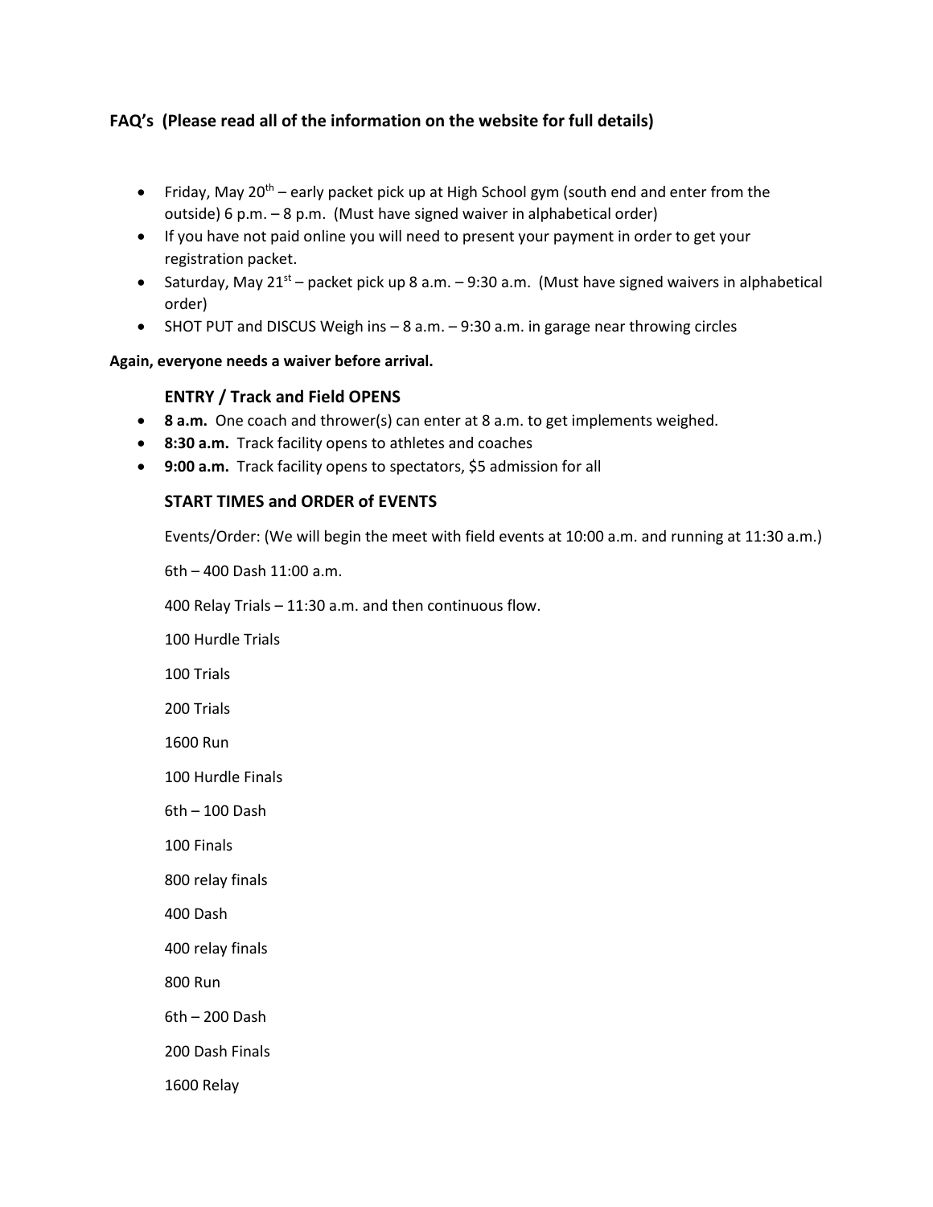## FAQ's (Please read all of the information on the website for full details)

- Friday, May 20th – early packet pick up at High School gym (south end and enter from the outside) 6 p.m. – 8 p.m. (Must have signed waiver in alphabetical order)
- If you have not paid online you will need to present your payment in order to get your registration packet.
- Saturday, May 21st – packet pick up 8 a.m. – 9:30 a.m. (Must have signed waivers in alphabetical order)
- SHOT PUT and DISCUS Weigh ins – 8 a.m. – 9:30 a.m. in garage near throwing circles

**Again, everyone needs a waiver before arrival.**

### ENTRY / Track and Field OPENS

- **8 a.m.** One coach and thrower(s) can enter at 8 a.m. to get implements weighed.
- **8:30 a.m.** Track facility opens to athletes and coaches
- **9:00 a.m.** Track facility opens to spectators, $5 admission for all

### START TIMES and ORDER of EVENTS

Events/Order: (We will begin the meet with field events at 10:00 a.m. and running at 11:30 a.m.)

6th – 400 Dash 11:00 a.m.

400 Relay Trials – 11:30 a.m. and then continuous flow.

100 Hurdle Trials

100 Trials

200 Trials

1600 Run

100 Hurdle Finals

6th – 100 Dash

100 Finals

800 relay finals

400 Dash

400 relay finals

800 Run

6th – 200 Dash

200 Dash Finals

1600 Relay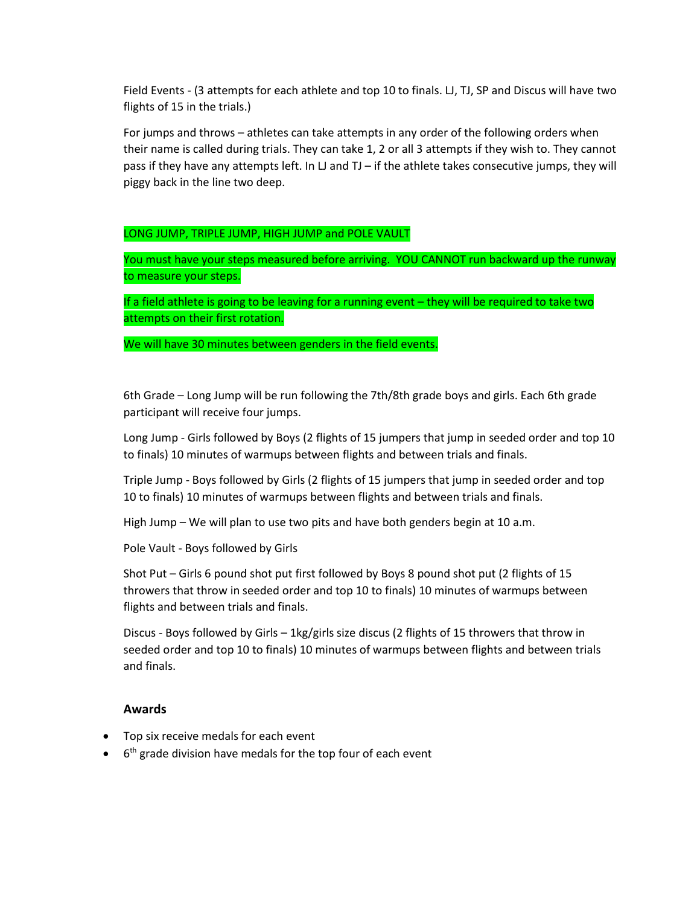Field Events - (3 attempts for each athlete and top 10 to finals. LJ, TJ, SP and Discus will have two flights of 15 in the trials.)

For jumps and throws – athletes can take attempts in any order of the following orders when their name is called during trials. They can take 1, 2 or all 3 attempts if they wish to. They cannot pass if they have any attempts left. In LJ and TJ – if the athlete takes consecutive jumps, they will piggy back in the line two deep.

LONG JUMP, TRIPLE JUMP, HIGH JUMP and POLE VAULT

You must have your steps measured before arriving. YOU CANNOT run backward up the runway to measure your steps.

If a field athlete is going to be leaving for a running event – they will be required to take two attempts on their first rotation.

We will have 30 minutes between genders in the field events.

6th Grade – Long Jump will be run following the 7th/8th grade boys and girls. Each 6th grade participant will receive four jumps.

Long Jump - Girls followed by Boys (2 flights of 15 jumpers that jump in seeded order and top 10 to finals) 10 minutes of warmups between flights and between trials and finals.

Triple Jump - Boys followed by Girls (2 flights of 15 jumpers that jump in seeded order and top 10 to finals) 10 minutes of warmups between flights and between trials and finals.

High Jump – We will plan to use two pits and have both genders begin at 10 a.m.

Pole Vault - Boys followed by Girls

Shot Put – Girls 6 pound shot put first followed by Boys 8 pound shot put (2 flights of 15 throwers that throw in seeded order and top 10 to finals) 10 minutes of warmups between flights and between trials and finals.

Discus - Boys followed by Girls – 1kg/girls size discus (2 flights of 15 throwers that throw in seeded order and top 10 to finals) 10 minutes of warmups between flights and between trials and finals.

### Awards

- Top six receive medals for each event
- 6th grade division have medals for the top four of each event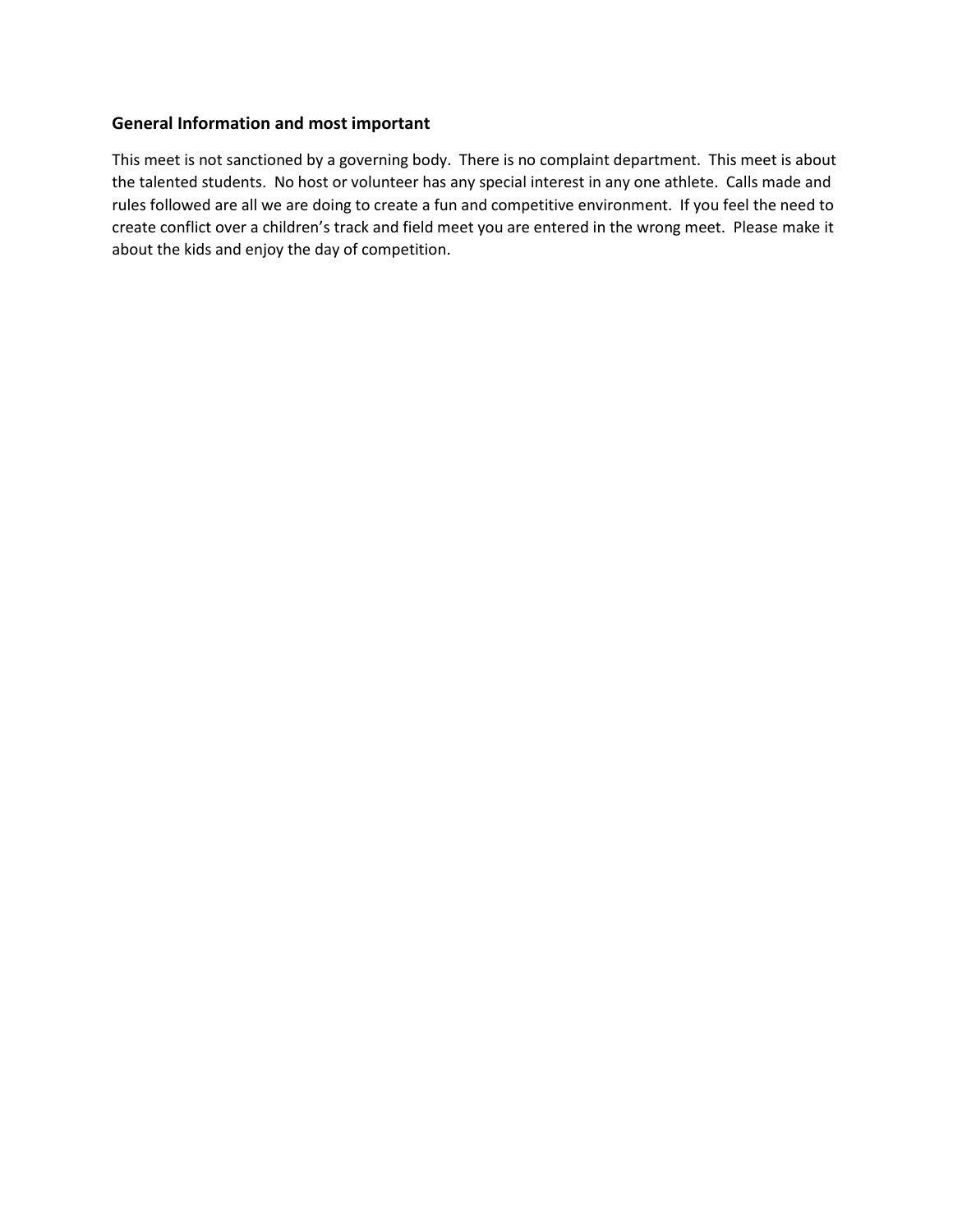### General Information and most important

This meet is not sanctioned by a governing body. There is no complaint department. This meet is about the talented students. No host or volunteer has any special interest in any one athlete. Calls made and rules followed are all we are doing to create a fun and competitive environment. If you feel the need to create conflict over a children's track and field meet you are entered in the wrong meet. Please make it about the kids and enjoy the day of competition.